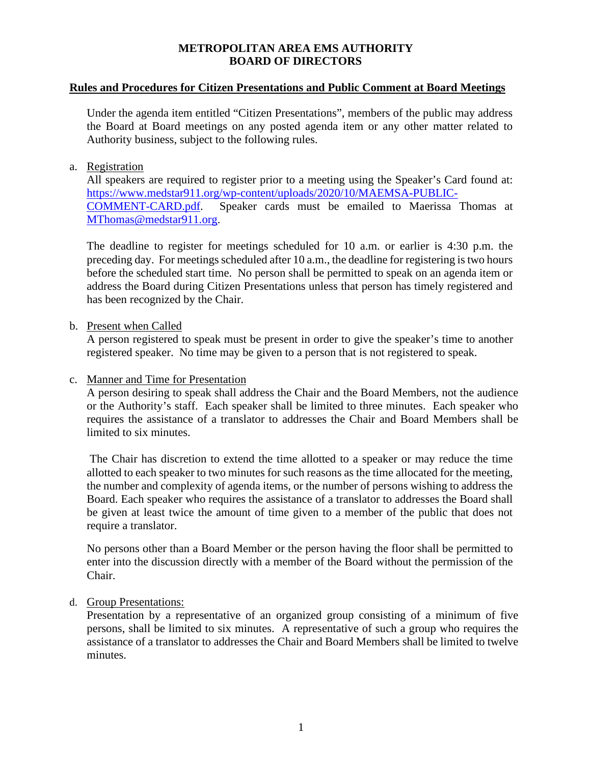**METROPOLITAN AREA EMS AUTHORITY**
**BOARD OF DIRECTORS**

**Rules and Procedures for Citizen Presentations and Public Comment at Board Meetings**

Under the agenda item entitled "Citizen Presentations", members of the public may address the Board at Board meetings on any posted agenda item or any other matter related to Authority business, subject to the following rules.

a. Registration

All speakers are required to register prior to a meeting using the Speaker's Card found at: https://www.medstar911.org/wp-content/uploads/2020/10/MAEMSA-PUBLIC-COMMENT-CARD.pdf. Speaker cards must be emailed to Maerissa Thomas at MThomas@medstar911.org.

The deadline to register for meetings scheduled for 10 a.m. or earlier is 4:30 p.m. the preceding day. For meetings scheduled after 10 a.m., the deadline for registering is two hours before the scheduled start time. No person shall be permitted to speak on an agenda item or address the Board during Citizen Presentations unless that person has timely registered and has been recognized by the Chair.

b. Present when Called

A person registered to speak must be present in order to give the speaker's time to another registered speaker. No time may be given to a person that is not registered to speak.

c. Manner and Time for Presentation

A person desiring to speak shall address the Chair and the Board Members, not the audience or the Authority's staff. Each speaker shall be limited to three minutes. Each speaker who requires the assistance of a translator to addresses the Chair and Board Members shall be limited to six minutes.

The Chair has discretion to extend the time allotted to a speaker or may reduce the time allotted to each speaker to two minutes for such reasons as the time allocated for the meeting, the number and complexity of agenda items, or the number of persons wishing to address the Board. Each speaker who requires the assistance of a translator to addresses the Board shall be given at least twice the amount of time given to a member of the public that does not require a translator.

No persons other than a Board Member or the person having the floor shall be permitted to enter into the discussion directly with a member of the Board without the permission of the Chair.

d. Group Presentations:

Presentation by a representative of an organized group consisting of a minimum of five persons, shall be limited to six minutes. A representative of such a group who requires the assistance of a translator to addresses the Chair and Board Members shall be limited to twelve minutes.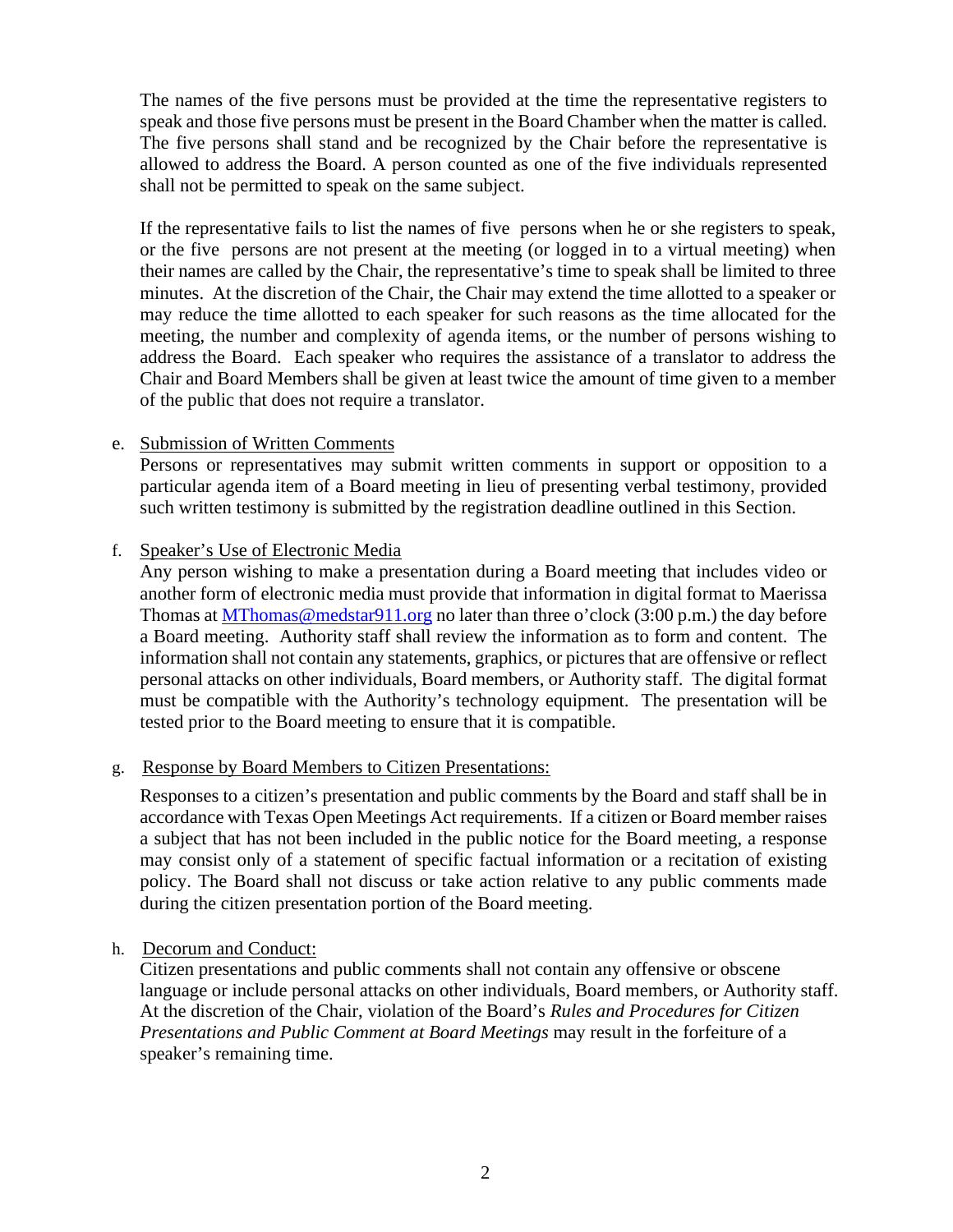The names of the five persons must be provided at the time the representative registers to speak and those five persons must be present in the Board Chamber when the matter is called. The five persons shall stand and be recognized by the Chair before the representative is allowed to address the Board. A person counted as one of the five individuals represented shall not be permitted to speak on the same subject.

If the representative fails to list the names of five persons when he or she registers to speak, or the five persons are not present at the meeting (or logged in to a virtual meeting) when their names are called by the Chair, the representative's time to speak shall be limited to three minutes. At the discretion of the Chair, the Chair may extend the time allotted to a speaker or may reduce the time allotted to each speaker for such reasons as the time allocated for the meeting, the number and complexity of agenda items, or the number of persons wishing to address the Board. Each speaker who requires the assistance of a translator to address the Chair and Board Members shall be given at least twice the amount of time given to a member of the public that does not require a translator.

e. Submission of Written Comments

Persons or representatives may submit written comments in support or opposition to a particular agenda item of a Board meeting in lieu of presenting verbal testimony, provided such written testimony is submitted by the registration deadline outlined in this Section.

f. Speaker's Use of Electronic Media

Any person wishing to make a presentation during a Board meeting that includes video or another form of electronic media must provide that information in digital format to Maerissa Thomas at MThomas@medstar911.org no later than three o'clock (3:00 p.m.) the day before a Board meeting. Authority staff shall review the information as to form and content. The information shall not contain any statements, graphics, or pictures that are offensive or reflect personal attacks on other individuals, Board members, or Authority staff. The digital format must be compatible with the Authority's technology equipment. The presentation will be tested prior to the Board meeting to ensure that it is compatible.

g. Response by Board Members to Citizen Presentations:

Responses to a citizen's presentation and public comments by the Board and staff shall be in accordance with Texas Open Meetings Act requirements. If a citizen or Board member raises a subject that has not been included in the public notice for the Board meeting, a response may consist only of a statement of specific factual information or a recitation of existing policy. The Board shall not discuss or take action relative to any public comments made during the citizen presentation portion of the Board meeting.

h. Decorum and Conduct:

Citizen presentations and public comments shall not contain any offensive or obscene language or include personal attacks on other individuals, Board members, or Authority staff. At the discretion of the Chair, violation of the Board's *Rules and Procedures for Citizen Presentations and Public Comment at Board Meetings* may result in the forfeiture of a speaker's remaining time.